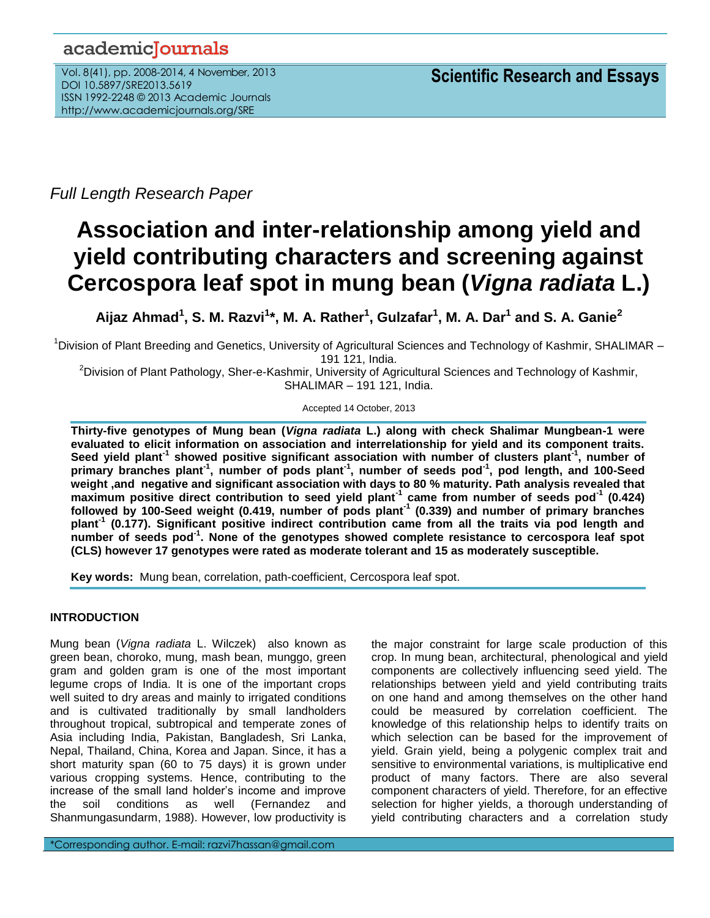*Full Length Research Paper*

# Association and inter-relationship among yield and yield contributing characters and screening against Cercospora leaf spot in mung bean (*Vigna radiata* L.)

**Aijaz Ahmad[1], S. M. Razvi[1]\*, M. A. Rather[1], Gulzafar[1], M. A. Dar[1] and S. A. Ganie[2]**

[1]Division of Plant Breeding and Genetics, University of Agricultural Sciences and Technology of Kashmir, SHALIMAR – 191 121, India.

[2]Division of Plant Pathology, Sher-e-Kashmir, University of Agricultural Sciences and Technology of Kashmir, SHALIMAR – 191 121, India.

Accepted 14 October, 2013

**Thirty-five genotypes of Mung bean (*Vigna radiata* L.) along with check Shalimar Mungbean-1 were evaluated to elicit information on association and interrelationship for yield and its component traits. Seed yield plant$^{-1}$ showed positive significant association with number of clusters plant$^{-1}$, number of primary branches plant$^{-1}$, number of pods plant$^{-1}$, number of seeds pod$^{-1}$, pod length, and 100-Seed weight ,and negative and significant association with days to 80 % maturity. Path analysis revealed that maximum positive direct contribution to seed yield plant$^{-1}$ came from number of seeds pod$^{-1}$ (0.424) followed by 100-Seed weight (0.419, number of pods plant$^{-1}$ (0.339) and number of primary branches plant$^{-1}$ (0.177). Significant positive indirect contribution came from all the traits via pod length and number of seeds pod$^{-1}$. None of the genotypes showed complete resistance to cercospora leaf spot (CLS) however 17 genotypes were rated as moderate tolerant and 15 as moderately susceptible.**

**Key words:** Mung bean, correlation, path-coefficient, Cercospora leaf spot.

## INTRODUCTION

Mung bean (*Vigna radiata* L. Wilczek) also known as green bean, choroko, mung, mash bean, munggo, green gram and golden gram is one of the most important legume crops of India. It is one of the important crops well suited to dry areas and mainly to irrigated conditions and is cultivated traditionally by small landholders throughout tropical, subtropical and temperate zones of Asia including India, Pakistan, Bangladesh, Sri Lanka, Nepal, Thailand, China, Korea and Japan. Since, it has a short maturity span (60 to 75 days) it is grown under various cropping systems. Hence, contributing to the increase of the small land holder's income and improve the soil conditions as well (Fernandez and Shanmungasundarm, 1988). However, low productivity is the major constraint for large scale production of this crop. In mung bean, architectural, phenological and yield components are collectively influencing seed yield. The relationships between yield and yield contributing traits on one hand and among themselves on the other hand could be measured by correlation coefficient. The knowledge of this relationship helps to identify traits on which selection can be based for the improvement of yield. Grain yield, being a polygenic complex trait and sensitive to environmental variations, is multiplicative end product of many factors. There are also several component characters of yield. Therefore, for an effective selection for higher yields, a thorough understanding of yield contributing characters and a correlation study

\*Corresponding author. E-mail: razvi7hassan@gmail.com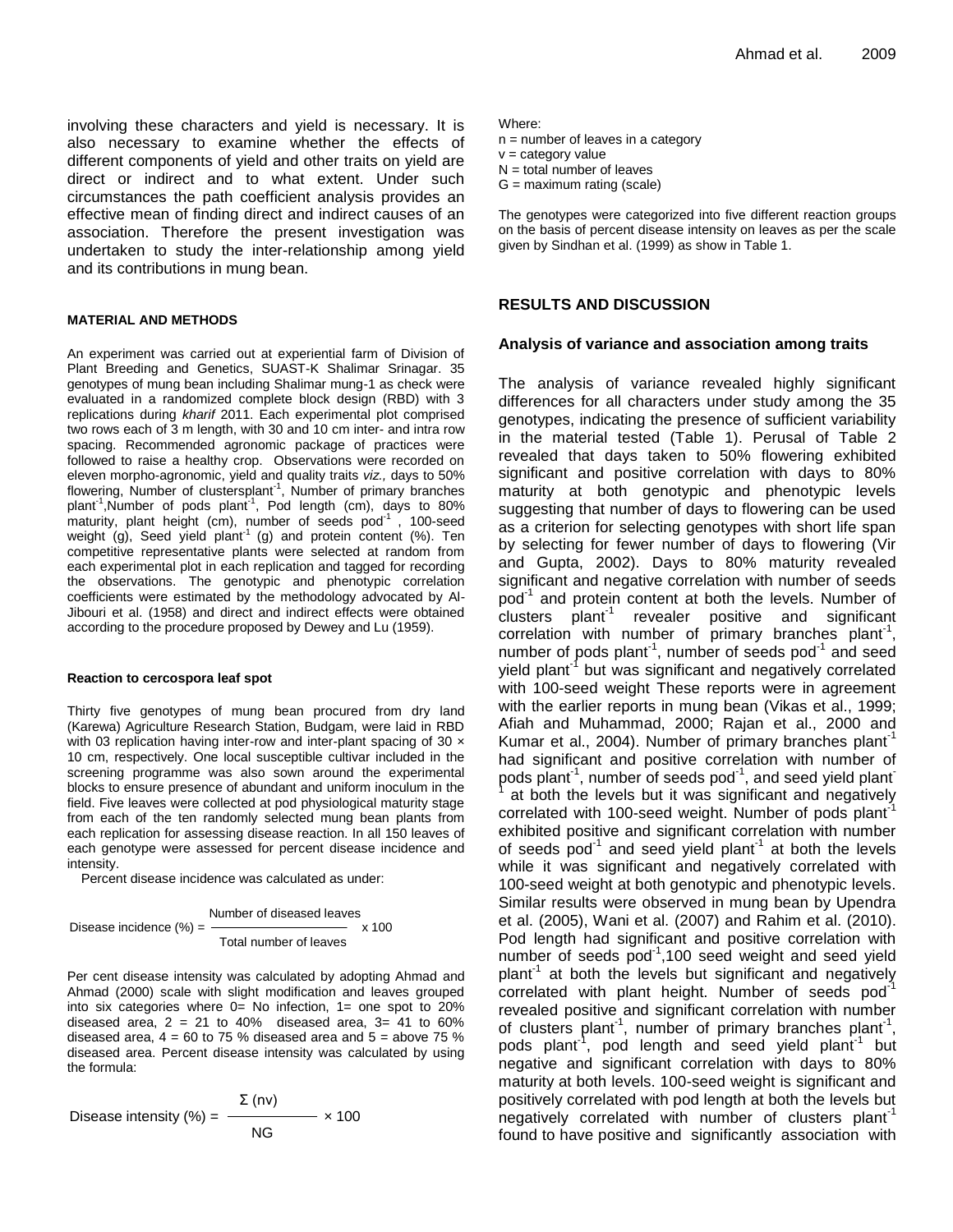involving these characters and yield is necessary. It is also necessary to examine whether the effects of different components of yield and other traits on yield are direct or indirect and to what extent. Under such circumstances the path coefficient analysis provides an effective mean of finding direct and indirect causes of an association. Therefore the present investigation was undertaken to study the inter-relationship among yield and its contributions in mung bean.

## MATERIAL AND METHODS

An experiment was carried out at experiential farm of Division of Plant Breeding and Genetics, SUAST-K Shalimar Srinagar. 35 genotypes of mung bean including Shalimar mung-1 as check were evaluated in a randomized complete block design (RBD) with 3 replications during *kharif* 2011. Each experimental plot comprised two rows each of 3 m length, with 30 and 10 cm inter- and intra row spacing. Recommended agronomic package of practices were followed to raise a healthy crop. Observations were recorded on eleven morpho-agronomic, yield and quality traits *viz.,* days to 50% flowering, Number of clustersplant$^{-1}$, Number of primary branches plant$^{-1}$, Number of pods plant$^{-1}$, Pod length (cm), days to 80% maturity, plant height (cm), number of seeds pod$^{-1}$, 100-seed weight (g), Seed yield plant$^{-1}$ (g) and protein content (%). Ten competitive representative plants were selected at random from each experimental plot in each replication and tagged for recording the observations. The genotypic and phenotypic correlation coefficients were estimated by the methodology advocated by Al-Jibouri et al. (1958) and direct and indirect effects were obtained according to the procedure proposed by Dewey and Lu (1959).

### Reaction to cercospora leaf spot

Thirty five genotypes of mung bean procured from dry land (Karewa) Agriculture Research Station, Budgam, were laid in RBD with 03 replication having inter-row and inter-plant spacing of 30 × 10 cm, respectively. One local susceptible cultivar included in the screening programme was also sown around the experimental blocks to ensure presence of abundant and uniform inoculum in the field. Five leaves were collected at pod physiological maturity stage from each of the ten randomly selected mung bean plants from each replication for assessing disease reaction. In all 150 leaves of each genotype were assessed for percent disease incidence and intensity.

Percent disease incidence was calculated as under:

$$\text{Disease incidence (\%)} = \frac{\text{Number of diseased leaves}}{\text{Total number of leaves}} \times 100$$

Per cent disease intensity was calculated by adopting Ahmad and Ahmad (2000) scale with slight modification and leaves grouped into six categories where 0= No infection, 1= one spot to 20% diseased area, 2 = 21 to 40% diseased area, 3= 41 to 60% diseased area, 4 = 60 to 75 % diseased area and 5 = above 75 % diseased area. Percent disease intensity was calculated by using the formula:

$$\text{Disease intensity (\%)} = \frac{\Sigma\,(nv)}{NG} \times 100$$

Where:
n = number of leaves in a category
v = category value
N = total number of leaves
G = maximum rating (scale)

The genotypes were categorized into five different reaction groups on the basis of percent disease intensity on leaves as per the scale given by Sindhan et al. (1999) as show in Table 1.

## RESULTS AND DISCUSSION

### Analysis of variance and association among traits

The analysis of variance revealed highly significant differences for all characters under study among the 35 genotypes, indicating the presence of sufficient variability in the material tested (Table 1). Perusal of Table 2 revealed that days taken to 50% flowering exhibited significant and positive correlation with days to 80% maturity at both genotypic and phenotypic levels suggesting that number of days to flowering can be used as a criterion for selecting genotypes with short life span by selecting for fewer number of days to flowering (Vir and Gupta, 2002). Days to 80% maturity revealed significant and negative correlation with number of seeds pod$^{-1}$ and protein content at both the levels. Number of clusters plant$^{-1}$ revealer positive and significant correlation with number of primary branches plant$^{-1}$, number of pods plant$^{-1}$, number of seeds pod$^{-1}$ and seed yield plant$^{-1}$ but was significant and negatively correlated with 100-seed weight These reports were in agreement with the earlier reports in mung bean (Vikas et al., 1999; Afiah and Muhammad, 2000; Rajan et al., 2000 and Kumar et al., 2004). Number of primary branches plant$^{-1}$ had significant and positive correlation with number of pods plant$^{-1}$, number of seeds pod$^{-1}$, and seed yield plant$^{-1}$ at both the levels but it was significant and negatively correlated with 100-seed weight. Number of pods plant$^{-1}$ exhibited positive and significant correlation with number of seeds pod$^{-1}$ and seed yield plant$^{-1}$ at both the levels while it was significant and negatively correlated with 100-seed weight at both genotypic and phenotypic levels. Similar results were observed in mung bean by Upendra et al. (2005), Wani et al. (2007) and Rahim et al. (2010). Pod length had significant and positive correlation with number of seeds pod$^{-1}$,100 seed weight and seed yield plant$^{-1}$ at both the levels but significant and negatively correlated with plant height. Number of seeds pod$^{-1}$ revealed positive and significant correlation with number of clusters plant$^{-1}$, number of primary branches plant$^{-1}$, pods plant$^{-1}$, pod length and seed yield plant$^{-1}$ but negative and significant correlation with days to 80% maturity at both levels. 100-seed weight is significant and positively correlated with pod length at both the levels but negatively correlated with number of clusters plant$^{-1}$ found to have positive and significantly association with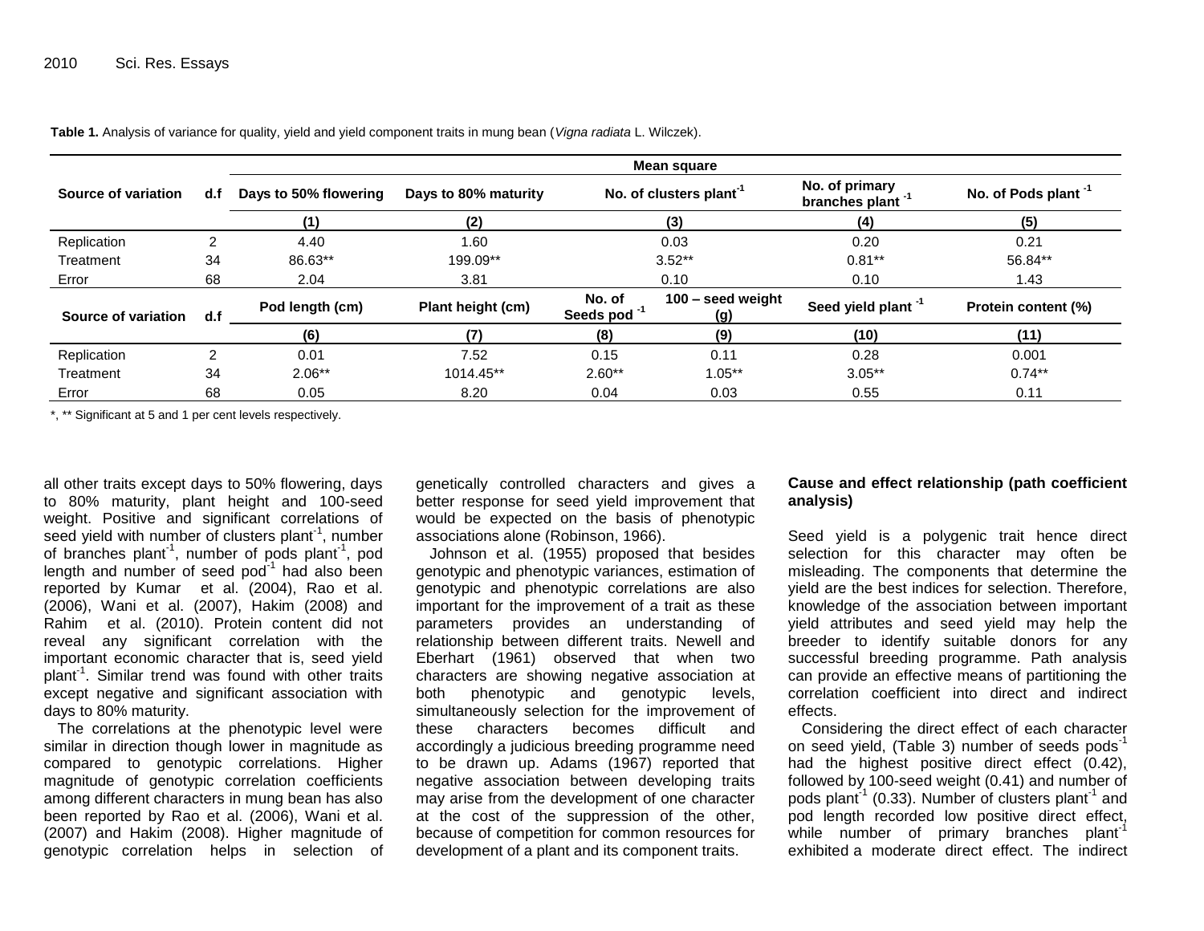**Table 1.** Analysis of variance for quality, yield and yield component traits in mung bean (*Vigna radiata* L. Wilczek).

| Source of variation | d.f | Mean square | | | | | | |
|---|---|---|---|---|---|---|---|---|
| | | Days to 50% flowering | Days to 80% maturity | No. of clusters plant$^{-1}$ | | No. of primary branches plant $^{-1}$ | No. of Pods plant $^{-1}$ | |
| | | (1) | (2) | (3) | | (4) | (5) | |
| Replication | 2 | 4.40 | 1.60 | 0.03 | | 0.20 | 0.21 | |
| Treatment | 34 | 86.63** | 199.09** | 3.52** | | 0.81** | 56.84** | |
| Error | 68 | 2.04 | 3.81 | 0.10 | | 0.10 | 1.43 | |
| **Source of variation** | **d.f** | **Pod length (cm)** | **Plant height (cm)** | **No. of Seeds pod $^{-1}$** | **100 – seed weight (g)** | **Seed yield plant $^{-1}$** | **Protein content (%)** | |
| | | (6) | (7) | (8) | (9) | (10) | (11) | |
| Replication | 2 | 0.01 | 7.52 | 0.15 | 0.11 | 0.28 | 0.001 | |
| Treatment | 34 | 2.06** | 1014.45** | 2.60** | 1.05** | 3.05** | 0.74** | |
| Error | 68 | 0.05 | 8.20 | 0.04 | 0.03 | 0.55 | 0.11 | |

*, ** Significant at 5 and 1 per cent levels respectively.

all other traits except days to 50% flowering, days to 80% maturity, plant height and 100-seed weight. Positive and significant correlations of seed yield with number of clusters plant$^{-1}$, number of branches plant$^{-1}$, number of pods plant$^{-1}$, pod length and number of seed pod$^{-1}$ had also been reported by Kumar et al. (2004), Rao et al. (2006), Wani et al. (2007), Hakim (2008) and Rahim et al. (2010). Protein content did not reveal any significant correlation with the important economic character that is, seed yield plant$^{-1}$. Similar trend was found with other traits except negative and significant association with days to 80% maturity.

The correlations at the phenotypic level were similar in direction though lower in magnitude as compared to genotypic correlations. Higher magnitude of genotypic correlation coefficients among different characters in mung bean has also been reported by Rao et al. (2006), Wani et al. (2007) and Hakim (2008). Higher magnitude of genotypic correlation helps in selection of genetically controlled characters and gives a better response for seed yield improvement that would be expected on the basis of phenotypic associations alone (Robinson, 1966).

Johnson et al. (1955) proposed that besides genotypic and phenotypic variances, estimation of genotypic and phenotypic correlations are also important for the improvement of a trait as these parameters provides an understanding of relationship between different traits. Newell and Eberhart (1961) observed that when two characters are showing negative association at both phenotypic and genotypic levels, simultaneously selection for the improvement of these characters becomes difficult and accordingly a judicious breeding programme need to be drawn up. Adams (1967) reported that negative association between developing traits may arise from the development of one character at the cost of the suppression of the other, because of competition for common resources for development of a plant and its component traits.

**Cause and effect relationship (path coefficient analysis)**

Seed yield is a polygenic trait hence direct selection for this character may often be misleading. The components that determine the yield are the best indices for selection. Therefore, knowledge of the association between important yield attributes and seed yield may help the breeder to identify suitable donors for any successful breeding programme. Path analysis can provide an effective means of partitioning the correlation coefficient into direct and indirect effects.

Considering the direct effect of each character on seed yield, (Table 3) number of seeds pods$^{-1}$ had the highest positive direct effect (0.42), followed by 100-seed weight (0.41) and number of pods plant$^{-1}$ (0.33). Number of clusters plant$^{-1}$ and pod length recorded low positive direct effect, while number of primary branches plant$^{-1}$ exhibited a moderate direct effect. The indirect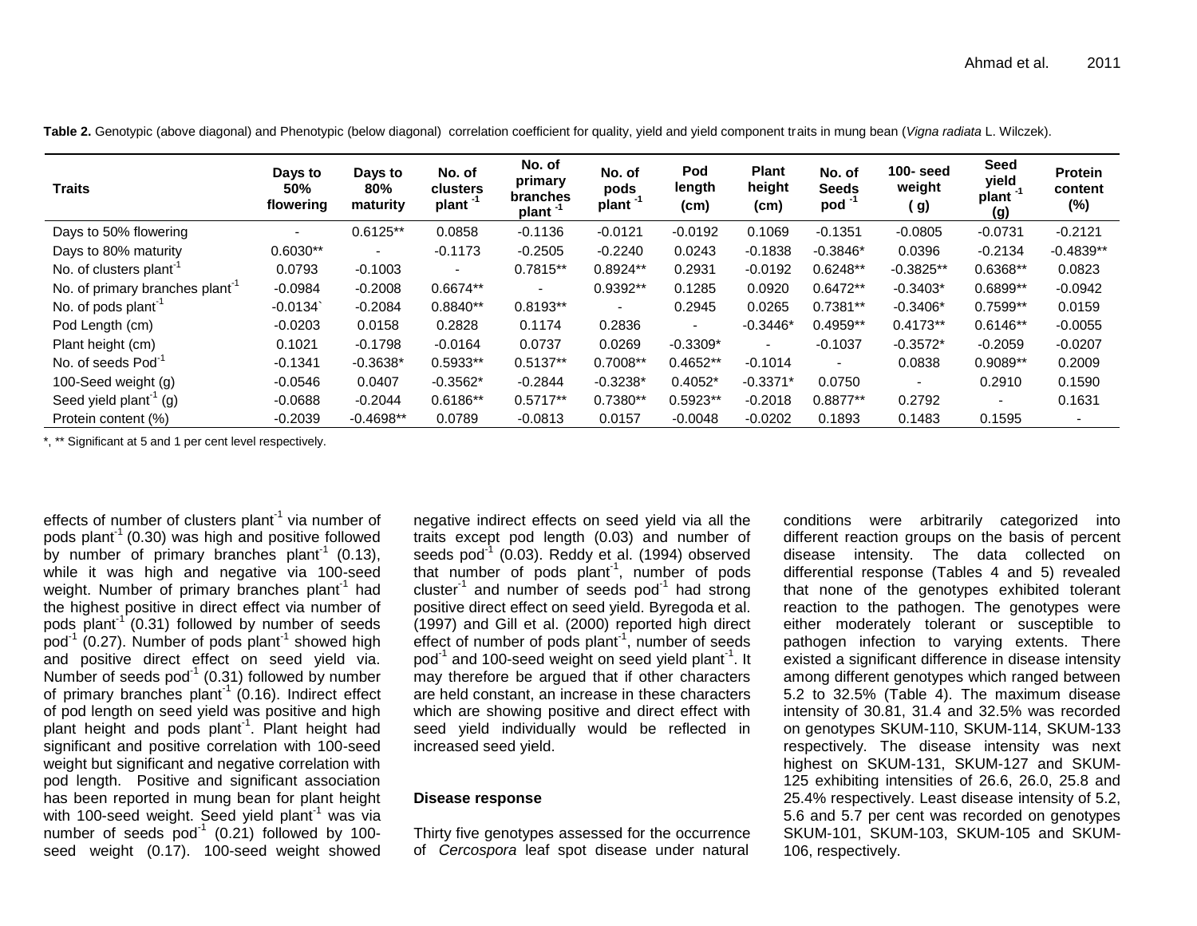**Table 2.** Genotypic (above diagonal) and Phenotypic (below diagonal) correlation coefficient for quality, yield and yield component traits in mung bean (*Vigna radiata* L. Wilczek).

| Traits | Days to 50% flowering | Days to 80% maturity | No. of clusters plant $^{-1}$ | No. of primary branches plant $^{-1}$ | No. of pods plant $^{-1}$ | Pod length (cm) | Plant height (cm) | No. of Seeds pod $^{-1}$ | 100- seed weight ( g) | Seed yield plant $^{-1}$ (g) | Protein content (%) |
|---|---|---|---|---|---|---|---|---|---|---|---|
| Days to 50% flowering | - | 0.6125** | 0.0858 | -0.1136 | -0.0121 | -0.0192 | 0.1069 | -0.1351 | -0.0805 | -0.0731 | -0.2121 |
| Days to 80% maturity | 0.6030** | - | -0.1173 | -0.2505 | -0.2240 | 0.0243 | -0.1838 | -0.3846* | 0.0396 | -0.2134 | -0.4839** |
| No. of clusters plant $^{-1}$ | 0.0793 | -0.1003 | - | 0.7815** | 0.8924** | 0.2931 | -0.0192 | 0.6248** | -0.3825** | 0.6368** | 0.0823 |
| No. of primary branches plant $^{-1}$ | -0.0984 | -0.2008 | 0.6674** | - | 0.9392** | 0.1285 | 0.0920 | 0.6472** | -0.3403* | 0.6899** | -0.0942 |
| No. of pods plant $^{-1}$ | -0.0134` | -0.2084 | 0.8840** | 0.8193** | - | 0.2945 | 0.0265 | 0.7381** | -0.3406* | 0.7599** | 0.0159 |
| Pod Length (cm) | -0.0203 | 0.0158 | 0.2828 | 0.1174 | 0.2836 | - | -0.3446* | 0.4959** | 0.4173** | 0.6146** | -0.0055 |
| Plant height (cm) | 0.1021 | -0.1798 | -0.0164 | 0.0737 | 0.0269 | -0.3309* | - | -0.1037 | -0.3572* | -0.2059 | -0.0207 |
| No. of seeds Pod $^{-1}$ | -0.1341 | -0.3638* | 0.5933** | 0.5137** | 0.7008** | 0.4652** | -0.1014 | - | 0.0838 | 0.9089** | 0.2009 |
| 100-Seed weight (g) | -0.0546 | 0.0407 | -0.3562* | -0.2844 | -0.3238* | 0.4052* | -0.3371* | 0.0750 | - | 0.2910 | 0.1590 |
| Seed yield plant $^{-1}$ (g) | -0.0688 | -0.2044 | 0.6186** | 0.5717** | 0.7380** | 0.5923** | -0.2018 | 0.8877** | 0.2792 | - | 0.1631 |
| Protein content (%) | -0.2039 | -0.4698** | 0.0789 | -0.0813 | 0.0157 | -0.0048 | -0.0202 | 0.1893 | 0.1483 | 0.1595 | - |

*, ** Significant at 5 and 1 per cent level respectively.

effects of number of clusters plant $^{-1}$ via number of pods plant $^{-1}$ (0.30) was high and positive followed by number of primary branches plant $^{-1}$ (0.13), while it was high and negative via 100-seed weight. Number of primary branches plant $^{-1}$ had the highest positive in direct effect via number of pods plant $^{-1}$ (0.31) followed by number of seeds pod $^{-1}$ (0.27). Number of pods plant $^{-1}$ showed high and positive direct effect on seed yield via. Number of seeds pod $^{-1}$ (0.31) followed by number of primary branches plant $^{-1}$ (0.16). Indirect effect of pod length on seed yield was positive and high plant height and pods plant $^{-1}$. Plant height had significant and positive correlation with 100-seed weight but significant and negative correlation with pod length. Positive and significant association has been reported in mung bean for plant height with 100-seed weight. Seed yield plant $^{-1}$ was via number of seeds pod $^{-1}$ (0.21) followed by 100-seed weight (0.17). 100-seed weight showed negative indirect effects on seed yield via all the traits except pod length (0.03) and number of seeds pod $^{-1}$ (0.03). Reddy et al. (1994) observed that number of pods plant $^{-1}$, number of pods cluster $^{-1}$ and number of seeds pod $^{-1}$ had strong positive direct effect on seed yield. Byregoda et al. (1997) and Gill et al. (2000) reported high direct effect of number of pods plant $^{-1}$, number of seeds pod $^{-1}$ and 100-seed weight on seed yield plant $^{-1}$. It may therefore be argued that if other characters are held constant, an increase in these characters which are showing positive and direct effect with seed yield individually would be reflected in increased seed yield.

### Disease response

Thirty five genotypes assessed for the occurrence of *Cercospora* leaf spot disease under natural conditions were arbitrarily categorized into different reaction groups on the basis of percent disease intensity. The data collected on differential response (Tables 4 and 5) revealed that none of the genotypes exhibited tolerant reaction to the pathogen. The genotypes were either moderately tolerant or susceptible to pathogen infection to varying extents. There existed a significant difference in disease intensity among different genotypes which ranged between 5.2 to 32.5% (Table 4). The maximum disease intensity of 30.81, 31.4 and 32.5% was recorded on genotypes SKUM-110, SKUM-114, SKUM-133 respectively. The disease intensity was next highest on SKUM-131, SKUM-127 and SKUM-125 exhibiting intensities of 26.6, 26.0, 25.8 and 25.4% respectively. Least disease intensity of 5.2, 5.6 and 5.7 per cent was recorded on genotypes SKUM-101, SKUM-103, SKUM-105 and SKUM-106, respectively.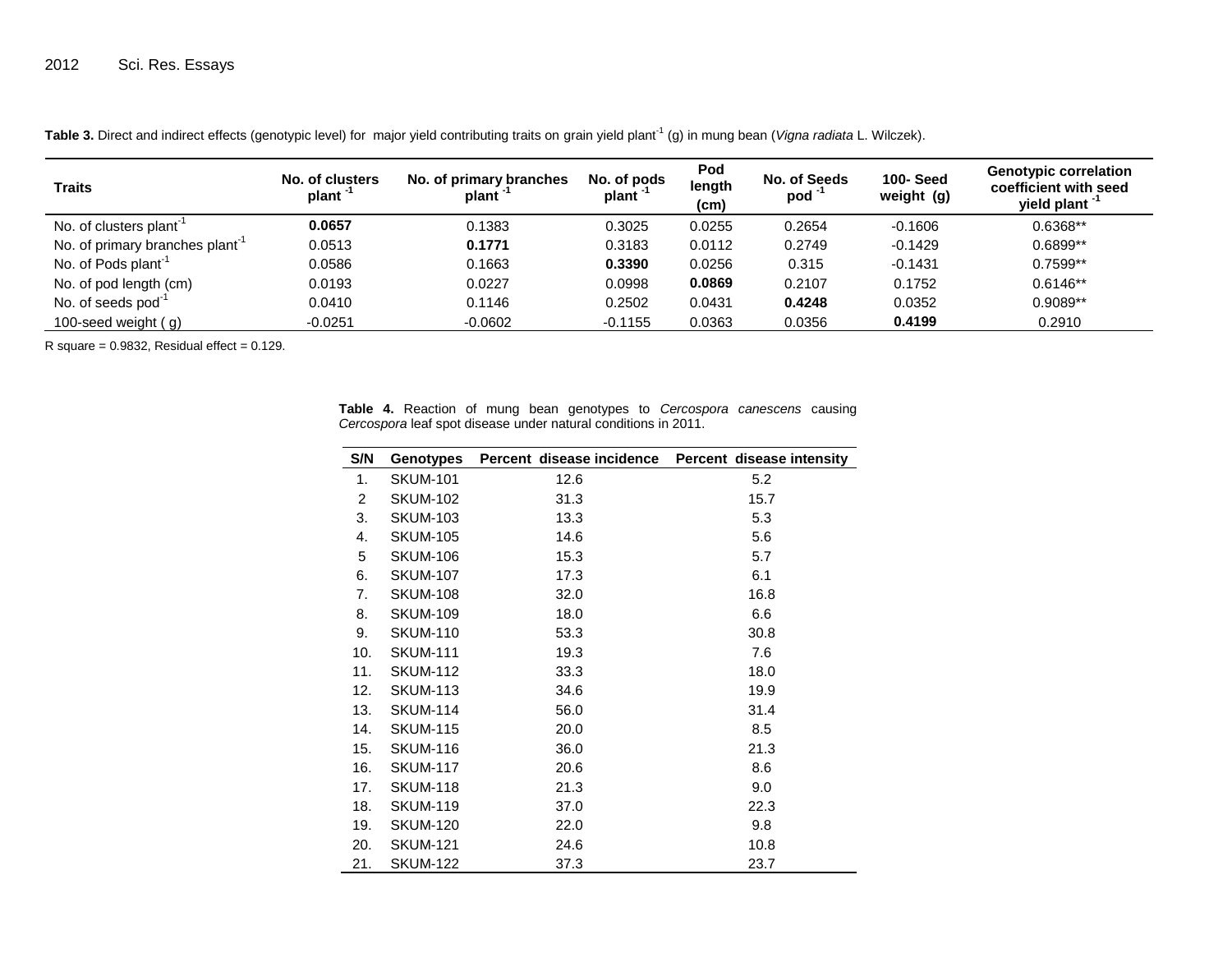**Table 3.** Direct and indirect effects (genotypic level) for major yield contributing traits on grain yield plant$^{-1}$ (g) in mung bean (*Vigna radiata* L. Wilczek).

| Traits | No. of clusters plant $^{-1}$ | No. of primary branches plant $^{-1}$ | No. of pods plant $^{-1}$ | Pod length (cm) | No. of Seeds pod $^{-1}$ | 100- Seed weight (g) | Genotypic correlation coefficient with seed yield plant $^{-1}$ |
|---|---|---|---|---|---|---|---|
| No. of clusters plant$^{-1}$ | **0.0657** | 0.1383 | 0.3025 | 0.0255 | 0.2654 | -0.1606 | 0.6368** |
| No. of primary branches plant$^{-1}$ | 0.0513 | **0.1771** | 0.3183 | 0.0112 | 0.2749 | -0.1429 | 0.6899** |
| No. of Pods plant$^{-1}$ | 0.0586 | 0.1663 | **0.3390** | 0.0256 | 0.315 | -0.1431 | 0.7599** |
| No. of pod length (cm) | 0.0193 | 0.0227 | 0.0998 | **0.0869** | 0.2107 | 0.1752 | 0.6146** |
| No. of seeds pod$^{-1}$ | 0.0410 | 0.1146 | 0.2502 | 0.0431 | **0.4248** | 0.0352 | 0.9089** |
| 100-seed weight ( g) | -0.0251 | -0.0602 | -0.1155 | 0.0363 | 0.0356 | **0.4199** | 0.2910 |

R square = 0.9832, Residual effect = 0.129.

**Table 4.** Reaction of mung bean genotypes to *Cercospora canescens* causing *Cercospora* leaf spot disease under natural conditions in 2011.

| S/N | Genotypes | Percent disease incidence | Percent disease intensity |
|---|---|---|---|
| 1. | SKUM-101 | 12.6 | 5.2 |
| 2 | SKUM-102 | 31.3 | 15.7 |
| 3. | SKUM-103 | 13.3 | 5.3 |
| 4. | SKUM-105 | 14.6 | 5.6 |
| 5 | SKUM-106 | 15.3 | 5.7 |
| 6. | SKUM-107 | 17.3 | 6.1 |
| 7. | SKUM-108 | 32.0 | 16.8 |
| 8. | SKUM-109 | 18.0 | 6.6 |
| 9. | SKUM-110 | 53.3 | 30.8 |
| 10. | SKUM-111 | 19.3 | 7.6 |
| 11. | SKUM-112 | 33.3 | 18.0 |
| 12. | SKUM-113 | 34.6 | 19.9 |
| 13. | SKUM-114 | 56.0 | 31.4 |
| 14. | SKUM-115 | 20.0 | 8.5 |
| 15. | SKUM-116 | 36.0 | 21.3 |
| 16. | SKUM-117 | 20.6 | 8.6 |
| 17. | SKUM-118 | 21.3 | 9.0 |
| 18. | SKUM-119 | 37.0 | 22.3 |
| 19. | SKUM-120 | 22.0 | 9.8 |
| 20. | SKUM-121 | 24.6 | 10.8 |
| 21. | SKUM-122 | 37.3 | 23.7 |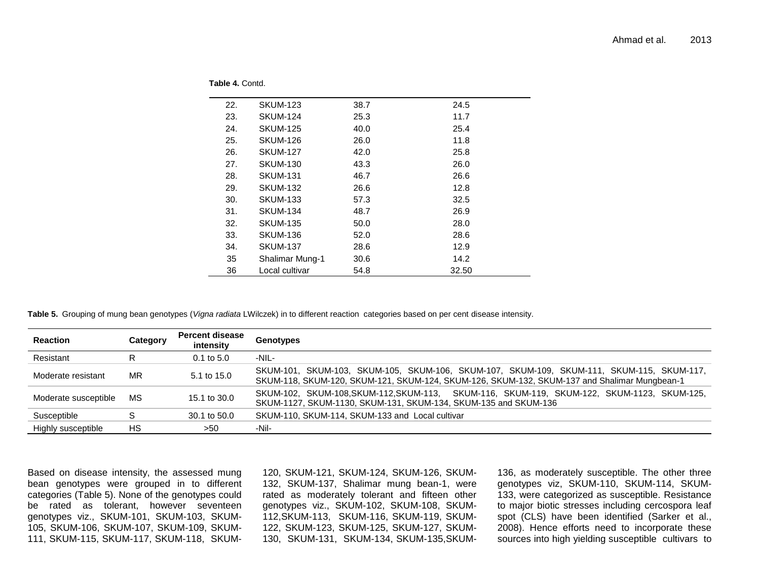**Table 4.** Contd.

| | | | |
|---|---|---|---|
| 22. | SKUM-123 | 38.7 | 24.5 |
| 23. | SKUM-124 | 25.3 | 11.7 |
| 24. | SKUM-125 | 40.0 | 25.4 |
| 25. | SKUM-126 | 26.0 | 11.8 |
| 26. | SKUM-127 | 42.0 | 25.8 |
| 27. | SKUM-130 | 43.3 | 26.0 |
| 28. | SKUM-131 | 46.7 | 26.6 |
| 29. | SKUM-132 | 26.6 | 12.8 |
| 30. | SKUM-133 | 57.3 | 32.5 |
| 31. | SKUM-134 | 48.7 | 26.9 |
| 32. | SKUM-135 | 50.0 | 28.0 |
| 33. | SKUM-136 | 52.0 | 28.6 |
| 34. | SKUM-137 | 28.6 | 12.9 |
| 35 | Shalimar Mung-1 | 30.6 | 14.2 |
| 36 | Local cultivar | 54.8 | 32.50 |

**Table 5.** Grouping of mung bean genotypes (*Vigna radiata* LWilczek) in to different reaction categories based on per cent disease intensity.

| Reaction | Category | Percent disease intensity | Genotypes |
|---|---|---|---|
| Resistant | R | 0.1 to 5.0 | -NIL- |
| Moderate resistant | MR | 5.1 to 15.0 | SKUM-101, SKUM-103, SKUM-105, SKUM-106, SKUM-107, SKUM-109, SKUM-111, SKUM-115, SKUM-117, SKUM-118, SKUM-120, SKUM-121, SKUM-124, SKUM-126, SKUM-132, SKUM-137 and Shalimar Mungbean-1 |
| Moderate susceptible | MS | 15.1 to 30.0 | SKUM-102, SKUM-108,SKUM-112,SKUM-113, SKUM-116, SKUM-119, SKUM-122, SKUM-1123, SKUM-125, SKUM-1127, SKUM-1130, SKUM-131, SKUM-134, SKUM-135 and SKUM-136 |
| Susceptible | S | 30.1 to 50.0 | SKUM-110, SKUM-114, SKUM-133 and Local cultivar |
| Highly susceptible | HS | >50 | -Nil- |

Based on disease intensity, the assessed mung bean genotypes were grouped in to different categories (Table 5). None of the genotypes could be rated as tolerant, however seventeen genotypes viz., SKUM-101, SKUM-103, SKUM-105, SKUM-106, SKUM-107, SKUM-109, SKUM-111, SKUM-115, SKUM-117, SKUM-118, SKUM-120, SKUM-121, SKUM-124, SKUM-126, SKUM-132, SKUM-137, Shalimar mung bean-1, were rated as moderately tolerant and fifteen other genotypes viz., SKUM-102, SKUM-108, SKUM-112,SKUM-113, SKUM-116, SKUM-119, SKUM-122, SKUM-123, SKUM-125, SKUM-127, SKUM-130, SKUM-131, SKUM-134, SKUM-135,SKUM-136, as moderately susceptible. The other three genotypes viz, SKUM-110, SKUM-114, SKUM-133, were categorized as susceptible. Resistance to major biotic stresses including cercospora leaf spot (CLS) have been identified (Sarker et al., 2008). Hence efforts need to incorporate these sources into high yielding susceptible cultivars to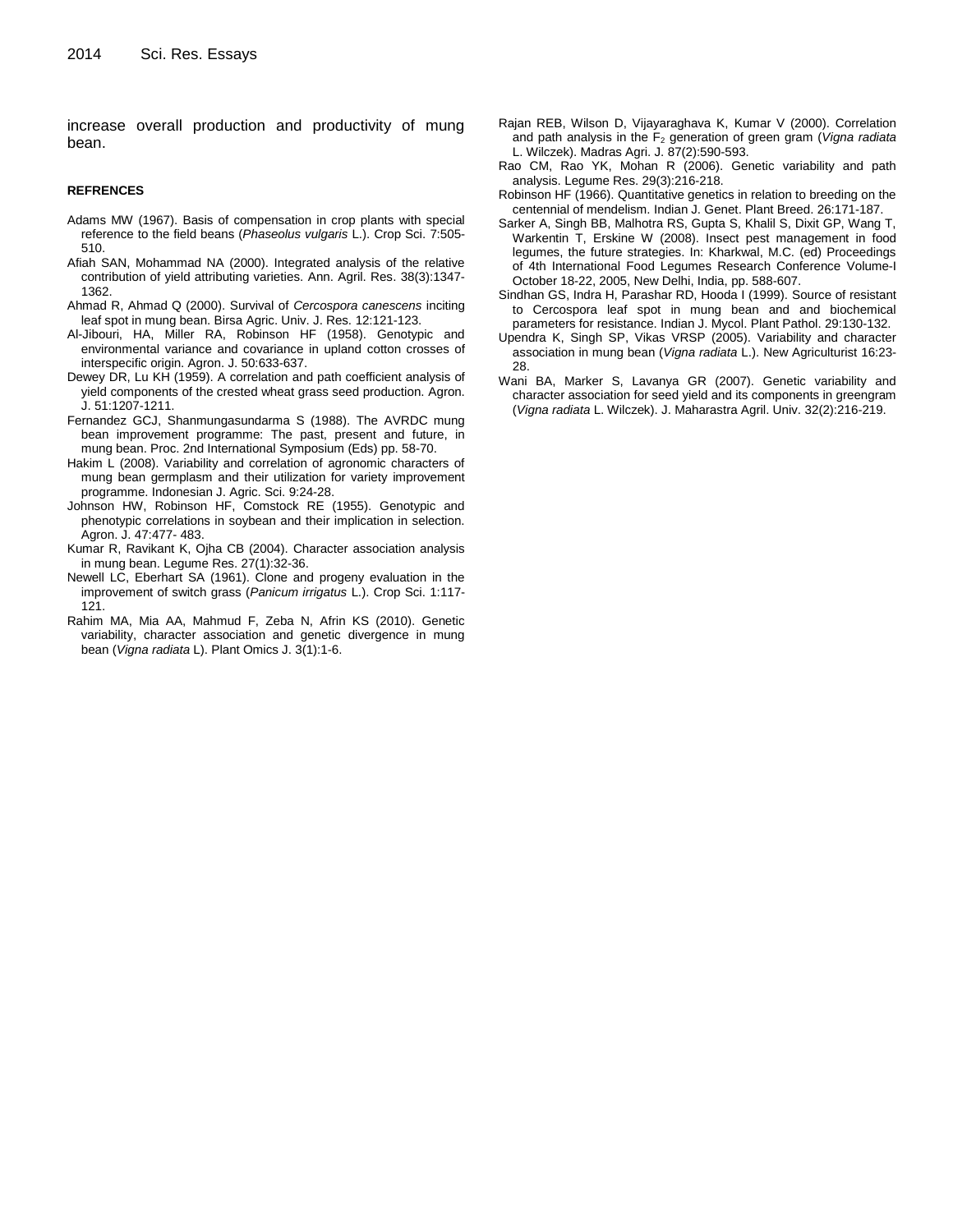increase overall production and productivity of mung bean.

#### REFRENCES

Adams MW (1967). Basis of compensation in crop plants with special reference to the field beans (*Phaseolus vulgaris* L.). Crop Sci. 7:505-510.

Afiah SAN, Mohammad NA (2000). Integrated analysis of the relative contribution of yield attributing varieties. Ann. Agril. Res. 38(3):1347-1362.

Ahmad R, Ahmad Q (2000). Survival of *Cercospora canescens* inciting leaf spot in mung bean. Birsa Agric. Univ. J. Res. 12:121-123.

Al-Jibouri, HA, Miller RA, Robinson HF (1958). Genotypic and environmental variance and covariance in upland cotton crosses of interspecific origin. Agron. J. 50:633-637.

Dewey DR, Lu KH (1959). A correlation and path coefficient analysis of yield components of the crested wheat grass seed production. Agron. J. 51:1207-1211.

Fernandez GCJ, Shanmungasundarma S (1988). The AVRDC mung bean improvement programme: The past, present and future, in mung bean. Proc. 2nd International Symposium (Eds) pp. 58-70.

Hakim L (2008). Variability and correlation of agronomic characters of mung bean germplasm and their utilization for variety improvement programme. Indonesian J. Agric. Sci. 9:24-28.

Johnson HW, Robinson HF, Comstock RE (1955). Genotypic and phenotypic correlations in soybean and their implication in selection. Agron. J. 47:477- 483.

Kumar R, Ravikant K, Ojha CB (2004). Character association analysis in mung bean. Legume Res. 27(1):32-36.

Newell LC, Eberhart SA (1961). Clone and progeny evaluation in the improvement of switch grass (*Panicum irrigatus* L.). Crop Sci. 1:117-121.

Rahim MA, Mia AA, Mahmud F, Zeba N, Afrin KS (2010). Genetic variability, character association and genetic divergence in mung bean (*Vigna radiata* L). Plant Omics J. 3(1):1-6.

Rajan REB, Wilson D, Vijayaraghava K, Kumar V (2000). Correlation and path analysis in the $F_2$ generation of green gram (*Vigna radiata* L. Wilczek). Madras Agri. J. 87(2):590-593.

Rao CM, Rao YK, Mohan R (2006). Genetic variability and path analysis. Legume Res. 29(3):216-218.

Robinson HF (1966). Quantitative genetics in relation to breeding on the centennial of mendelism. Indian J. Genet. Plant Breed. 26:171-187.

Sarker A, Singh BB, Malhotra RS, Gupta S, Khalil S, Dixit GP, Wang T, Warkentin T, Erskine W (2008). Insect pest management in food legumes, the future strategies. In: Kharkwal, M.C. (ed) Proceedings of 4th International Food Legumes Research Conference Volume-I October 18-22, 2005, New Delhi, India, pp. 588-607.

Sindhan GS, Indra H, Parashar RD, Hooda I (1999). Source of resistant to Cercospora leaf spot in mung bean and and biochemical parameters for resistance. Indian J. Mycol. Plant Pathol. 29:130-132.

Upendra K, Singh SP, Vikas VRSP (2005). Variability and character association in mung bean (*Vigna radiata* L.). New Agriculturist 16:23-28.

Wani BA, Marker S, Lavanya GR (2007). Genetic variability and character association for seed yield and its components in greengram (*Vigna radiata* L. Wilczek). J. Maharastra Agril. Univ. 32(2):216-219.